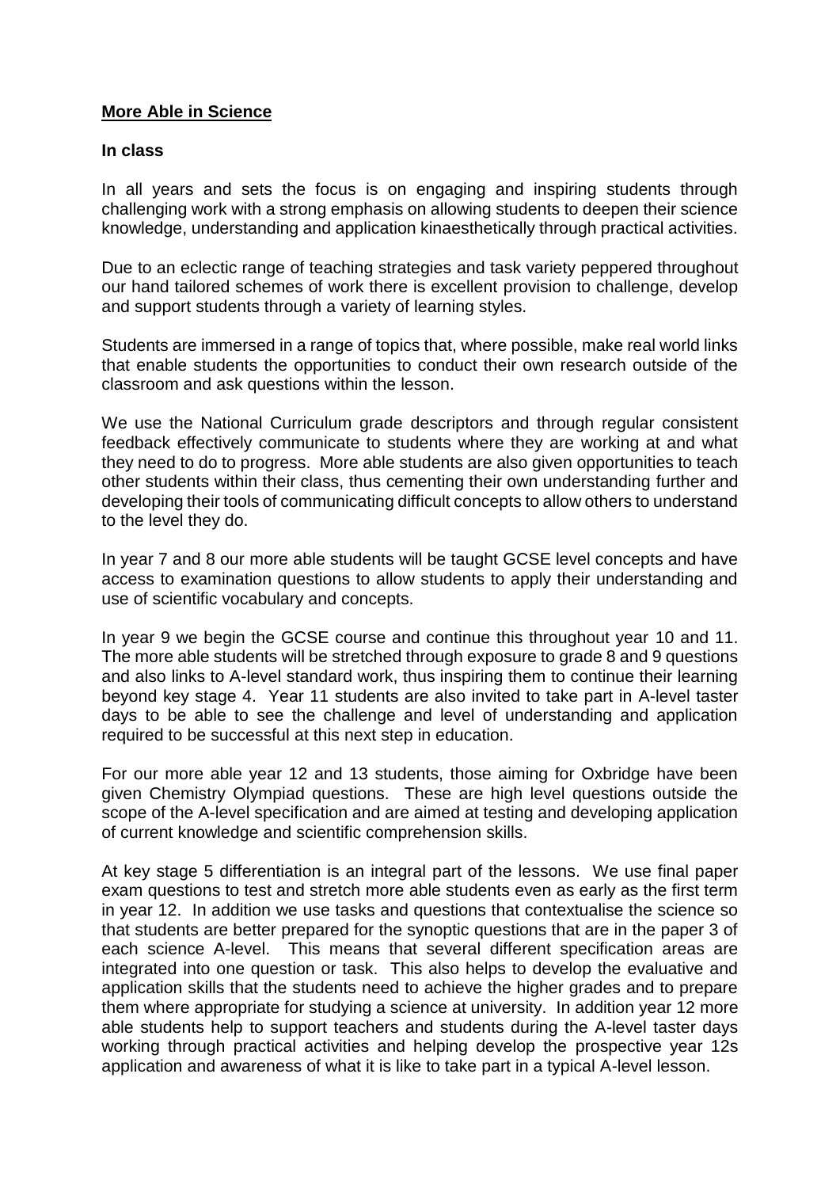**More Able in Science**

**In class**

In all years and sets the focus is on engaging and inspiring students through challenging work with a strong emphasis on allowing students to deepen their science knowledge, understanding and application kinaesthetically through practical activities.

Due to an eclectic range of teaching strategies and task variety peppered throughout our hand tailored schemes of work there is excellent provision to challenge, develop and support students through a variety of learning styles.

Students are immersed in a range of topics that, where possible, make real world links that enable students the opportunities to conduct their own research outside of the classroom and ask questions within the lesson.

We use the National Curriculum grade descriptors and through regular consistent feedback effectively communicate to students where they are working at and what they need to do to progress. More able students are also given opportunities to teach other students within their class, thus cementing their own understanding further and developing their tools of communicating difficult concepts to allow others to understand to the level they do.

In year 7 and 8 our more able students will be taught GCSE level concepts and have access to examination questions to allow students to apply their understanding and use of scientific vocabulary and concepts.

In year 9 we begin the GCSE course and continue this throughout year 10 and 11. The more able students will be stretched through exposure to grade 8 and 9 questions and also links to A-level standard work, thus inspiring them to continue their learning beyond key stage 4. Year 11 students are also invited to take part in A-level taster days to be able to see the challenge and level of understanding and application required to be successful at this next step in education.

For our more able year 12 and 13 students, those aiming for Oxbridge have been given Chemistry Olympiad questions. These are high level questions outside the scope of the A-level specification and are aimed at testing and developing application of current knowledge and scientific comprehension skills.

At key stage 5 differentiation is an integral part of the lessons. We use final paper exam questions to test and stretch more able students even as early as the first term in year 12. In addition we use tasks and questions that contextualise the science so that students are better prepared for the synoptic questions that are in the paper 3 of each science A-level. This means that several different specification areas are integrated into one question or task. This also helps to develop the evaluative and application skills that the students need to achieve the higher grades and to prepare them where appropriate for studying a science at university. In addition year 12 more able students help to support teachers and students during the A-level taster days working through practical activities and helping develop the prospective year 12s application and awareness of what it is like to take part in a typical A-level lesson.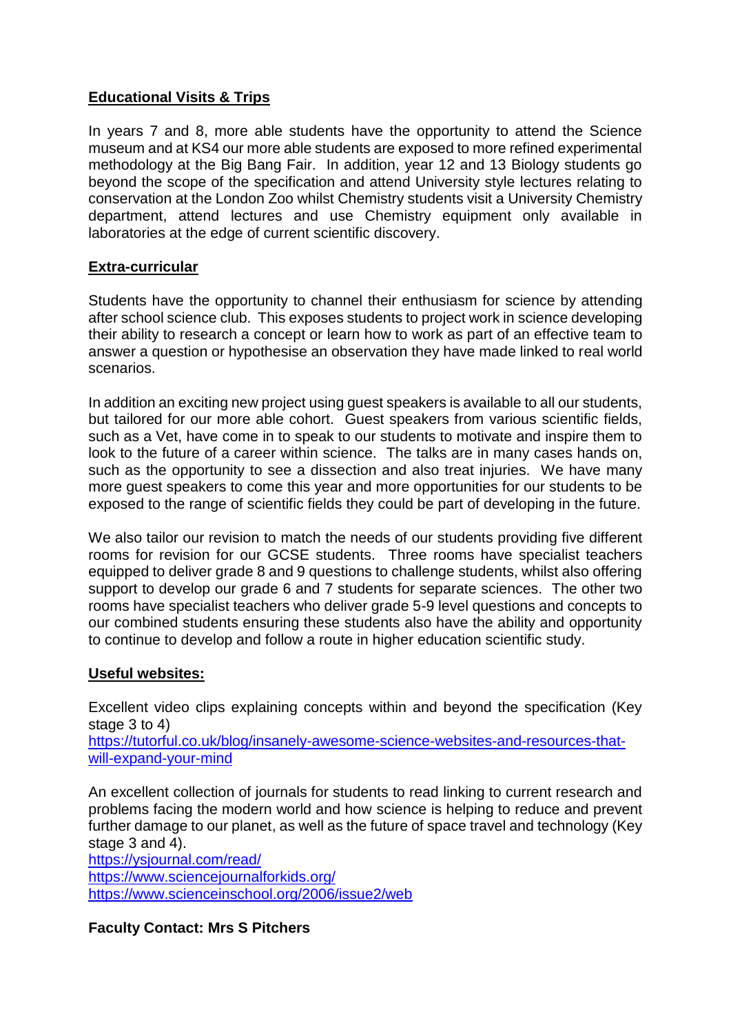**Educational Visits & Trips**

In years 7 and 8, more able students have the opportunity to attend the Science museum and at KS4 our more able students are exposed to more refined experimental methodology at the Big Bang Fair. In addition, year 12 and 13 Biology students go beyond the scope of the specification and attend University style lectures relating to conservation at the London Zoo whilst Chemistry students visit a University Chemistry department, attend lectures and use Chemistry equipment only available in laboratories at the edge of current scientific discovery.

**Extra-curricular**

Students have the opportunity to channel their enthusiasm for science by attending after school science club. This exposes students to project work in science developing their ability to research a concept or learn how to work as part of an effective team to answer a question or hypothesise an observation they have made linked to real world scenarios.

In addition an exciting new project using guest speakers is available to all our students, but tailored for our more able cohort. Guest speakers from various scientific fields, such as a Vet, have come in to speak to our students to motivate and inspire them to look to the future of a career within science. The talks are in many cases hands on, such as the opportunity to see a dissection and also treat injuries. We have many more guest speakers to come this year and more opportunities for our students to be exposed to the range of scientific fields they could be part of developing in the future.

We also tailor our revision to match the needs of our students providing five different rooms for revision for our GCSE students. Three rooms have specialist teachers equipped to deliver grade 8 and 9 questions to challenge students, whilst also offering support to develop our grade 6 and 7 students for separate sciences. The other two rooms have specialist teachers who deliver grade 5-9 level questions and concepts to our combined students ensuring these students also have the ability and opportunity to continue to develop and follow a route in higher education scientific study.

**Useful websites:**

Excellent video clips explaining concepts within and beyond the specification (Key stage 3 to 4)
https://tutorful.co.uk/blog/insanely-awesome-science-websites-and-resources-that-will-expand-your-mind

An excellent collection of journals for students to read linking to current research and problems facing the modern world and how science is helping to reduce and prevent further damage to our planet, as well as the future of space travel and technology (Key stage 3 and 4).
https://ysjournal.com/read/
https://www.sciencejournalforkids.org/
https://www.scienceinschool.org/2006/issue2/web

**Faculty Contact: Mrs S Pitchers**